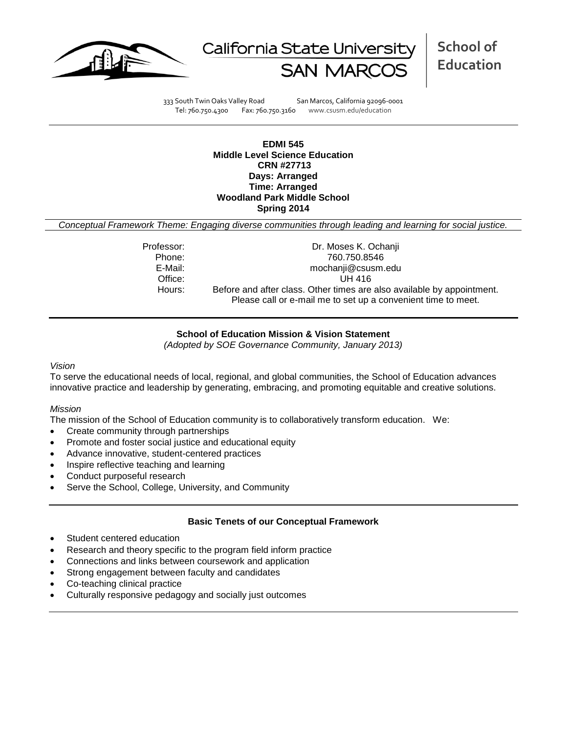California State University SAN MARCOS

**School of Education**

333 South Twin Oaks Valley Road San Marcos, California 92096-0001
Tel: 760.750.4300 Fax: 760.750.3160 www.csusm.edu/education

**EDMI 545**
**Middle Level Science Education**
**CRN #27713**
**Days: Arranged**
**Time: Arranged**
**Woodland Park Middle School**
**Spring 2014**

*Conceptual Framework Theme: Engaging diverse communities through leading and learning for social justice.*

| | |
|---|---|
| Professor: | Dr. Moses K. Ochanji |
| Phone: | 760.750.8546 |
| E-Mail: | mochanji@csusm.edu |
| Office: | UH 416 |
| Hours: | Before and after class. Other times are also available by appointment. Please call or e-mail me to set up a convenient time to meet. |

## School of Education Mission & Vision Statement

*(Adopted by SOE Governance Community, January 2013)*

*Vision*

To serve the educational needs of local, regional, and global communities, the School of Education advances innovative practice and leadership by generating, embracing, and promoting equitable and creative solutions.

*Mission*

The mission of the School of Education community is to collaboratively transform education. We:

- Create community through partnerships
- Promote and foster social justice and educational equity
- Advance innovative, student-centered practices
- Inspire reflective teaching and learning
- Conduct purposeful research
- Serve the School, College, University, and Community

## Basic Tenets of our Conceptual Framework

- Student centered education
- Research and theory specific to the program field inform practice
- Connections and links between coursework and application
- Strong engagement between faculty and candidates
- Co-teaching clinical practice
- Culturally responsive pedagogy and socially just outcomes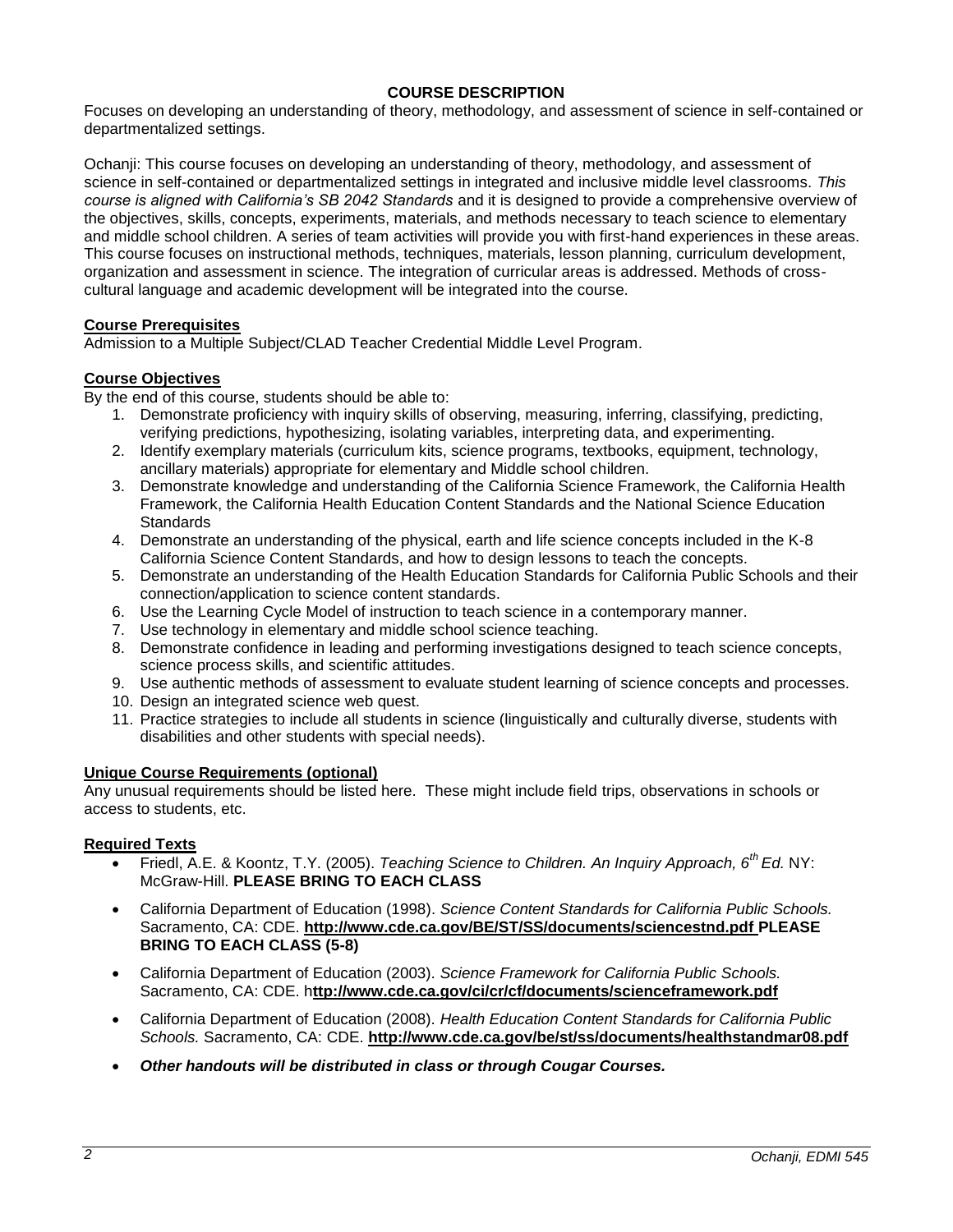## COURSE DESCRIPTION

Focuses on developing an understanding of theory, methodology, and assessment of science in self-contained or departmentalized settings.

Ochanji: This course focuses on developing an understanding of theory, methodology, and assessment of science in self-contained or departmentalized settings in integrated and inclusive middle level classrooms. *This course is aligned with California's SB 2042 Standards* and it is designed to provide a comprehensive overview of the objectives, skills, concepts, experiments, materials, and methods necessary to teach science to elementary and middle school children. A series of team activities will provide you with first-hand experiences in these areas. This course focuses on instructional methods, techniques, materials, lesson planning, curriculum development, organization and assessment in science. The integration of curricular areas is addressed. Methods of cross-cultural language and academic development will be integrated into the course.

### Course Prerequisites

Admission to a Multiple Subject/CLAD Teacher Credential Middle Level Program.

### Course Objectives

By the end of this course, students should be able to:

1. Demonstrate proficiency with inquiry skills of observing, measuring, inferring, classifying, predicting, verifying predictions, hypothesizing, isolating variables, interpreting data, and experimenting.
2. Identify exemplary materials (curriculum kits, science programs, textbooks, equipment, technology, ancillary materials) appropriate for elementary and Middle school children.
3. Demonstrate knowledge and understanding of the California Science Framework, the California Health Framework, the California Health Education Content Standards and the National Science Education Standards
4. Demonstrate an understanding of the physical, earth and life science concepts included in the K-8 California Science Content Standards, and how to design lessons to teach the concepts.
5. Demonstrate an understanding of the Health Education Standards for California Public Schools and their connection/application to science content standards.
6. Use the Learning Cycle Model of instruction to teach science in a contemporary manner.
7. Use technology in elementary and middle school science teaching.
8. Demonstrate confidence in leading and performing investigations designed to teach science concepts, science process skills, and scientific attitudes.
9. Use authentic methods of assessment to evaluate student learning of science concepts and processes.
10. Design an integrated science web quest.
11. Practice strategies to include all students in science (linguistically and culturally diverse, students with disabilities and other students with special needs).

### Unique Course Requirements (optional)

Any unusual requirements should be listed here. These might include field trips, observations in schools or access to students, etc.

### Required Texts

- Friedl, A.E. & Koontz, T.Y. (2005). *Teaching Science to Children. An Inquiry Approach, 6th Ed.* NY: McGraw-Hill. **PLEASE BRING TO EACH CLASS**
- California Department of Education (1998). *Science Content Standards for California Public Schools.* Sacramento, CA: CDE. **http://www.cde.ca.gov/BE/ST/SS/documents/sciencestnd.pdf PLEASE BRING TO EACH CLASS (5-8)**
- California Department of Education (2003). *Science Framework for California Public Schools.* Sacramento, CA: CDE. **http://www.cde.ca.gov/ci/cr/cf/documents/scienceframework.pdf**
- California Department of Education (2008). *Health Education Content Standards for California Public Schools.* Sacramento, CA: CDE. **http://www.cde.ca.gov/be/st/ss/documents/healthstandmar08.pdf**
- ***Other handouts will be distributed in class or through Cougar Courses.***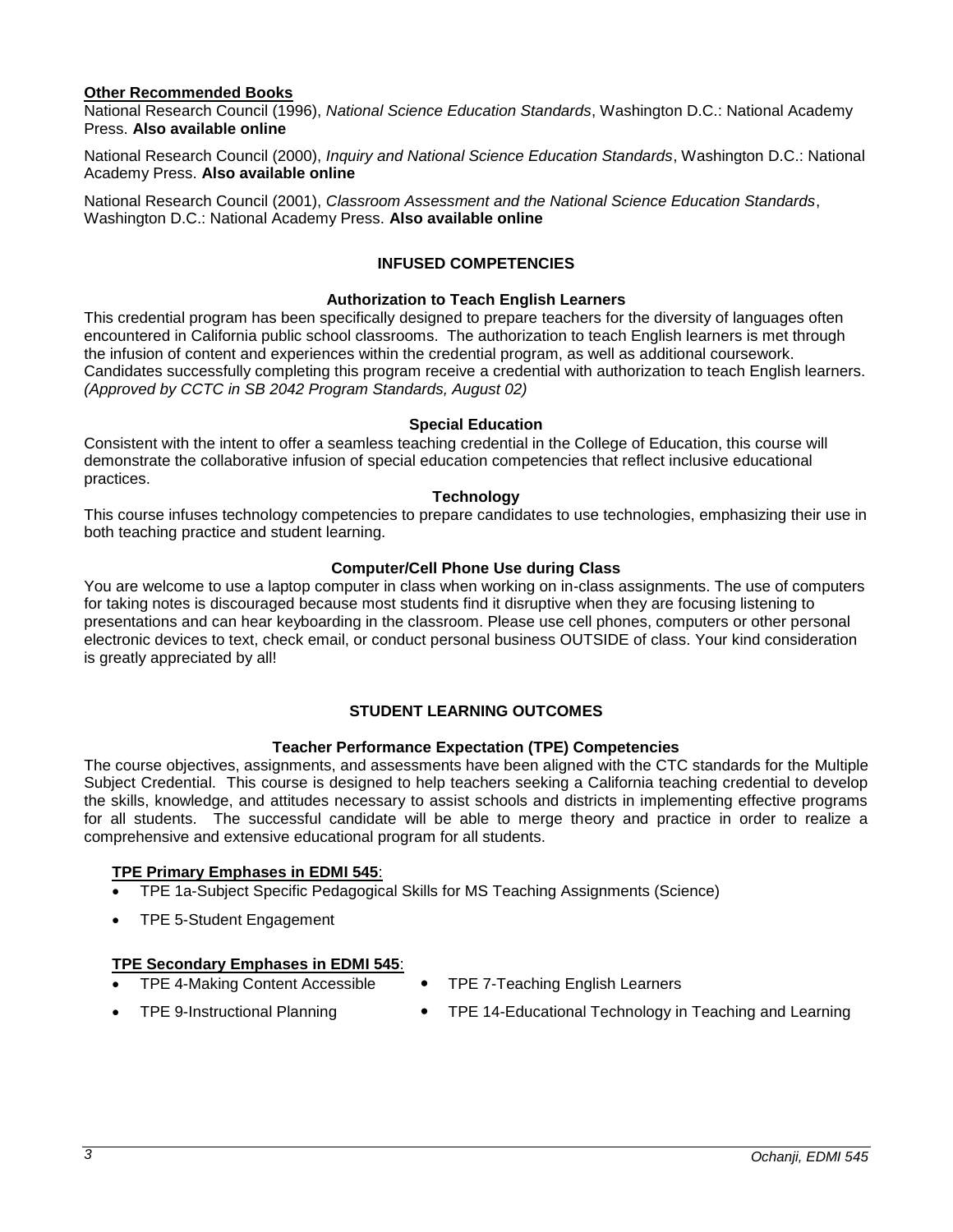**Other Recommended Books**

National Research Council (1996), *National Science Education Standards*, Washington D.C.: National Academy Press. **Also available online**

National Research Council (2000), *Inquiry and National Science Education Standards*, Washington D.C.: National Academy Press. **Also available online**

National Research Council (2001), *Classroom Assessment and the National Science Education Standards*, Washington D.C.: National Academy Press. **Also available online**

## INFUSED COMPETENCIES

### Authorization to Teach English Learners

This credential program has been specifically designed to prepare teachers for the diversity of languages often encountered in California public school classrooms. The authorization to teach English learners is met through the infusion of content and experiences within the credential program, as well as additional coursework. Candidates successfully completing this program receive a credential with authorization to teach English learners. *(Approved by CCTC in SB 2042 Program Standards, August 02)*

### Special Education

Consistent with the intent to offer a seamless teaching credential in the College of Education, this course will demonstrate the collaborative infusion of special education competencies that reflect inclusive educational practices.

### Technology

This course infuses technology competencies to prepare candidates to use technologies, emphasizing their use in both teaching practice and student learning.

### Computer/Cell Phone Use during Class

You are welcome to use a laptop computer in class when working on in-class assignments. The use of computers for taking notes is discouraged because most students find it disruptive when they are focusing listening to presentations and can hear keyboarding in the classroom. Please use cell phones, computers or other personal electronic devices to text, check email, or conduct personal business OUTSIDE of class. Your kind consideration is greatly appreciated by all!

## STUDENT LEARNING OUTCOMES

### Teacher Performance Expectation (TPE) Competencies

The course objectives, assignments, and assessments have been aligned with the CTC standards for the Multiple Subject Credential. This course is designed to help teachers seeking a California teaching credential to develop the skills, knowledge, and attitudes necessary to assist schools and districts in implementing effective programs for all students. The successful candidate will be able to merge theory and practice in order to realize a comprehensive and extensive educational program for all students.

**TPE Primary Emphases in EDMI 545**:

- TPE 1a-Subject Specific Pedagogical Skills for MS Teaching Assignments (Science)
- TPE 5-Student Engagement

**TPE Secondary Emphases in EDMI 545**:

- TPE 4-Making Content Accessible
- TPE 7-Teaching English Learners
- TPE 9-Instructional Planning
- TPE 14-Educational Technology in Teaching and Learning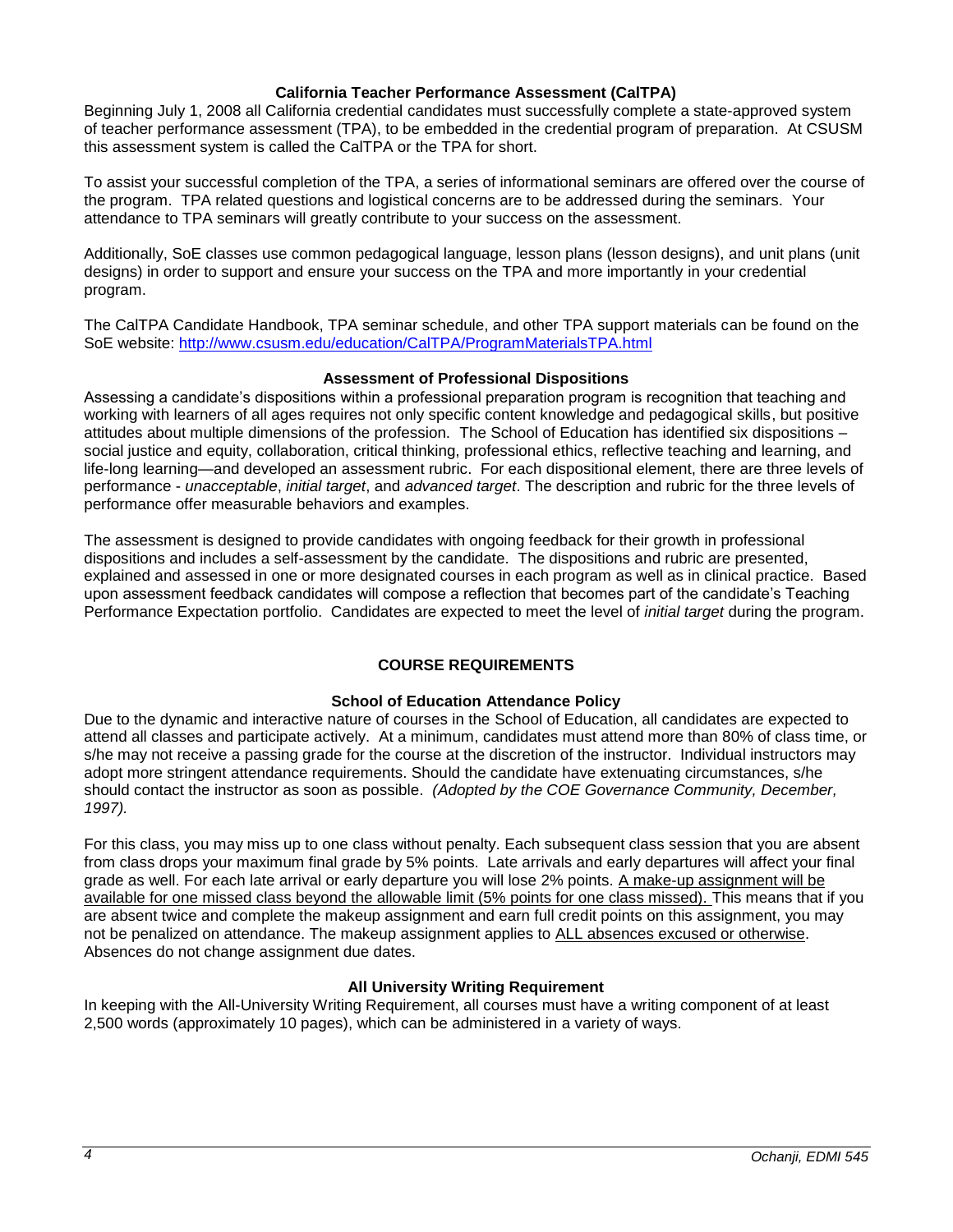### California Teacher Performance Assessment (CalTPA)

Beginning July 1, 2008 all California credential candidates must successfully complete a state-approved system of teacher performance assessment (TPA), to be embedded in the credential program of preparation. At CSUSM this assessment system is called the CalTPA or the TPA for short.

To assist your successful completion of the TPA, a series of informational seminars are offered over the course of the program. TPA related questions and logistical concerns are to be addressed during the seminars. Your attendance to TPA seminars will greatly contribute to your success on the assessment.

Additionally, SoE classes use common pedagogical language, lesson plans (lesson designs), and unit plans (unit designs) in order to support and ensure your success on the TPA and more importantly in your credential program.

The CalTPA Candidate Handbook, TPA seminar schedule, and other TPA support materials can be found on the SoE website: [http://www.csusm.edu/education/CalTPA/ProgramMaterialsTPA.html](http://www.csusm.edu/education/CalTPA/ProgramMaterialsTPA.html)

### Assessment of Professional Dispositions

Assessing a candidate's dispositions within a professional preparation program is recognition that teaching and working with learners of all ages requires not only specific content knowledge and pedagogical skills, but positive attitudes about multiple dimensions of the profession. The School of Education has identified six dispositions – social justice and equity, collaboration, critical thinking, professional ethics, reflective teaching and learning, and life-long learning—and developed an assessment rubric. For each dispositional element, there are three levels of performance - *unacceptable*, *initial target*, and *advanced target*. The description and rubric for the three levels of performance offer measurable behaviors and examples.

The assessment is designed to provide candidates with ongoing feedback for their growth in professional dispositions and includes a self-assessment by the candidate. The dispositions and rubric are presented, explained and assessed in one or more designated courses in each program as well as in clinical practice. Based upon assessment feedback candidates will compose a reflection that becomes part of the candidate's Teaching Performance Expectation portfolio. Candidates are expected to meet the level of *initial target* during the program.

## COURSE REQUIREMENTS

### School of Education Attendance Policy

Due to the dynamic and interactive nature of courses in the School of Education, all candidates are expected to attend all classes and participate actively. At a minimum, candidates must attend more than 80% of class time, or s/he may not receive a passing grade for the course at the discretion of the instructor. Individual instructors may adopt more stringent attendance requirements. Should the candidate have extenuating circumstances, s/he should contact the instructor as soon as possible. *(Adopted by the COE Governance Community, December, 1997).*

For this class, you may miss up to one class without penalty. Each subsequent class session that you are absent from class drops your maximum final grade by 5% points. Late arrivals and early departures will affect your final grade as well. For each late arrival or early departure you will lose 2% points. <u>A make-up assignment will be available for one missed class beyond the allowable limit (5% points for one class missed).</u> This means that if you are absent twice and complete the makeup assignment and earn full credit points on this assignment, you may not be penalized on attendance. The makeup assignment applies to <u>ALL absences excused or otherwise</u>. Absences do not change assignment due dates.

### All University Writing Requirement

In keeping with the All-University Writing Requirement, all courses must have a writing component of at least 2,500 words (approximately 10 pages), which can be administered in a variety of ways.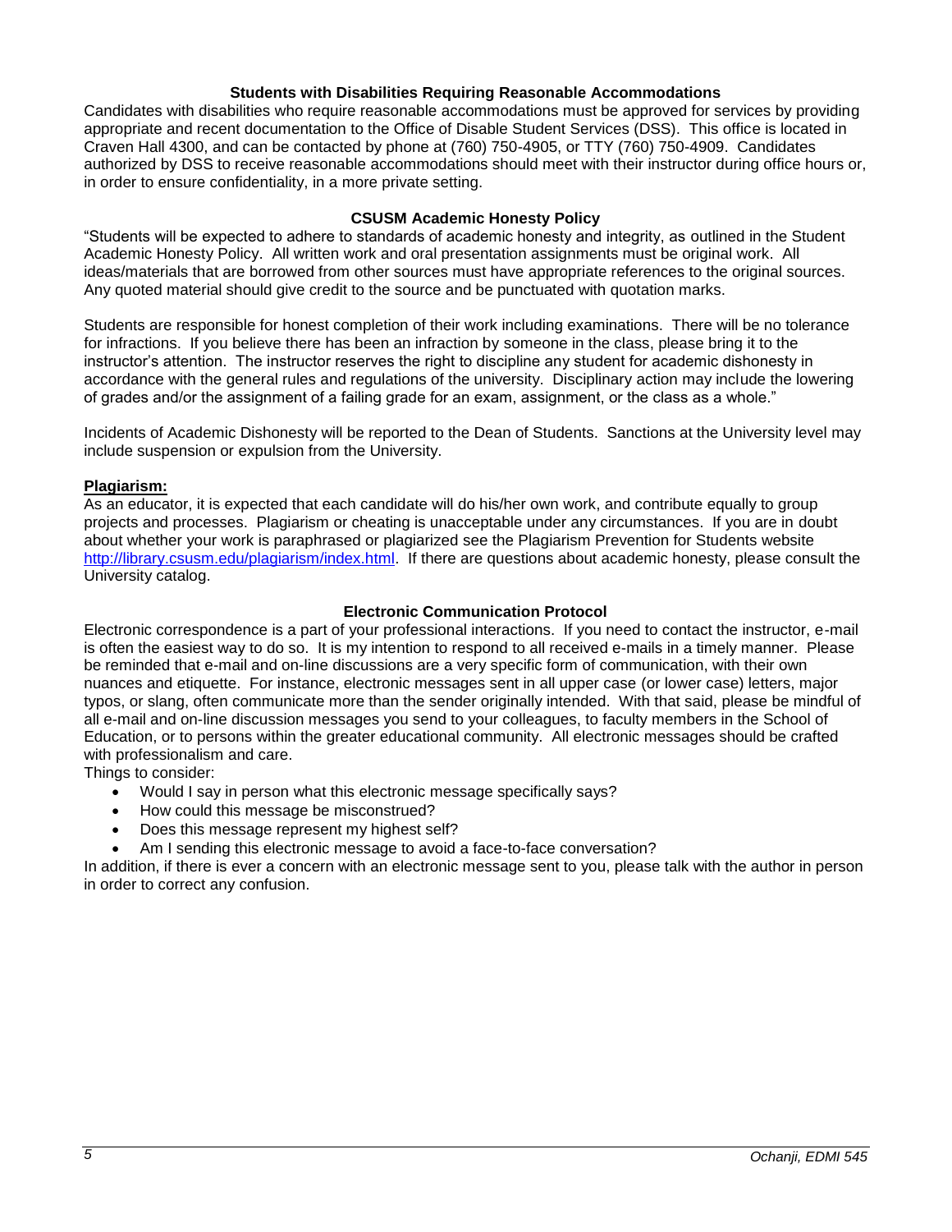### Students with Disabilities Requiring Reasonable Accommodations

Candidates with disabilities who require reasonable accommodations must be approved for services by providing appropriate and recent documentation to the Office of Disable Student Services (DSS). This office is located in Craven Hall 4300, and can be contacted by phone at (760) 750-4905, or TTY (760) 750-4909. Candidates authorized by DSS to receive reasonable accommodations should meet with their instructor during office hours or, in order to ensure confidentiality, in a more private setting.

### CSUSM Academic Honesty Policy

"Students will be expected to adhere to standards of academic honesty and integrity, as outlined in the Student Academic Honesty Policy. All written work and oral presentation assignments must be original work. All ideas/materials that are borrowed from other sources must have appropriate references to the original sources. Any quoted material should give credit to the source and be punctuated with quotation marks.

Students are responsible for honest completion of their work including examinations. There will be no tolerance for infractions. If you believe there has been an infraction by someone in the class, please bring it to the instructor's attention. The instructor reserves the right to discipline any student for academic dishonesty in accordance with the general rules and regulations of the university. Disciplinary action may include the lowering of grades and/or the assignment of a failing grade for an exam, assignment, or the class as a whole."

Incidents of Academic Dishonesty will be reported to the Dean of Students. Sanctions at the University level may include suspension or expulsion from the University.

**Plagiarism:**

As an educator, it is expected that each candidate will do his/her own work, and contribute equally to group projects and processes. Plagiarism or cheating is unacceptable under any circumstances. If you are in doubt about whether your work is paraphrased or plagiarized see the Plagiarism Prevention for Students website http://library.csusm.edu/plagiarism/index.html. If there are questions about academic honesty, please consult the University catalog.

### Electronic Communication Protocol

Electronic correspondence is a part of your professional interactions. If you need to contact the instructor, e-mail is often the easiest way to do so. It is my intention to respond to all received e-mails in a timely manner. Please be reminded that e-mail and on-line discussions are a very specific form of communication, with their own nuances and etiquette. For instance, electronic messages sent in all upper case (or lower case) letters, major typos, or slang, often communicate more than the sender originally intended. With that said, please be mindful of all e-mail and on-line discussion messages you send to your colleagues, to faculty members in the School of Education, or to persons within the greater educational community. All electronic messages should be crafted with professionalism and care.

Things to consider:

- Would I say in person what this electronic message specifically says?
- How could this message be misconstrued?
- Does this message represent my highest self?
- Am I sending this electronic message to avoid a face-to-face conversation?

In addition, if there is ever a concern with an electronic message sent to you, please talk with the author in person in order to correct any confusion.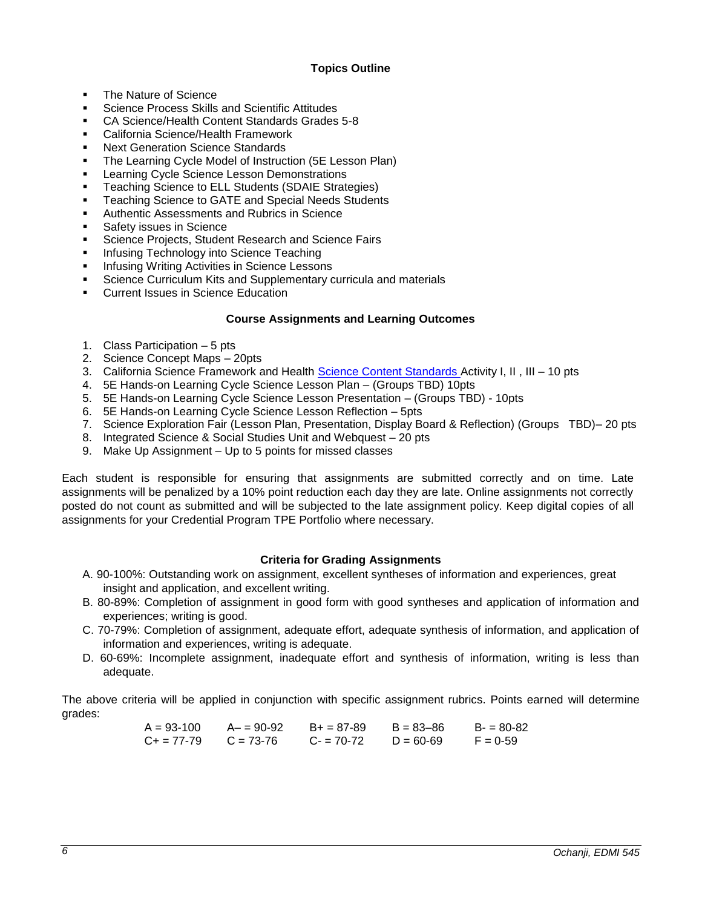## Topics Outline

- The Nature of Science
- Science Process Skills and Scientific Attitudes
- CA Science/Health Content Standards Grades 5-8
- California Science/Health Framework
- Next Generation Science Standards
- The Learning Cycle Model of Instruction (5E Lesson Plan)
- Learning Cycle Science Lesson Demonstrations
- Teaching Science to ELL Students (SDAIE Strategies)
- Teaching Science to GATE and Special Needs Students
- Authentic Assessments and Rubrics in Science
- Safety issues in Science
- Science Projects, Student Research and Science Fairs
- Infusing Technology into Science Teaching
- Infusing Writing Activities in Science Lessons
- Science Curriculum Kits and Supplementary curricula and materials
- Current Issues in Science Education

## Course Assignments and Learning Outcomes

1. Class Participation – 5 pts
2. Science Concept Maps – 20pts
3. California Science Framework and Health Science Content Standards Activity I, II , III – 10 pts
4. 5E Hands-on Learning Cycle Science Lesson Plan – (Groups TBD) 10pts
5. 5E Hands-on Learning Cycle Science Lesson Presentation – (Groups TBD) - 10pts
6. 5E Hands-on Learning Cycle Science Lesson Reflection – 5pts
7. Science Exploration Fair (Lesson Plan, Presentation, Display Board & Reflection) (Groups TBD)– 20 pts
8. Integrated Science & Social Studies Unit and Webquest – 20 pts
9. Make Up Assignment – Up to 5 points for missed classes

Each student is responsible for ensuring that assignments are submitted correctly and on time. Late assignments will be penalized by a 10% point reduction each day they are late. Online assignments not correctly posted do not count as submitted and will be subjected to the late assignment policy. Keep digital copies of all assignments for your Credential Program TPE Portfolio where necessary.

## Criteria for Grading Assignments

A. 90-100%: Outstanding work on assignment, excellent syntheses of information and experiences, great insight and application, and excellent writing.
B. 80-89%: Completion of assignment in good form with good syntheses and application of information and experiences; writing is good.
C. 70-79%: Completion of assignment, adequate effort, adequate synthesis of information, and application of information and experiences, writing is adequate.
D. 60-69%: Incomplete assignment, inadequate effort and synthesis of information, writing is less than adequate.

The above criteria will be applied in conjunction with specific assignment rubrics. Points earned will determine grades:

| | | | | |
|---|---|---|---|---|
| A = 93-100 | A– = 90-92 | B+ = 87-89 | B = 83–86 | B- = 80-82 |
| C+ = 77-79 | C = 73-76 | C- = 70-72 | D = 60-69 | F = 0-59 |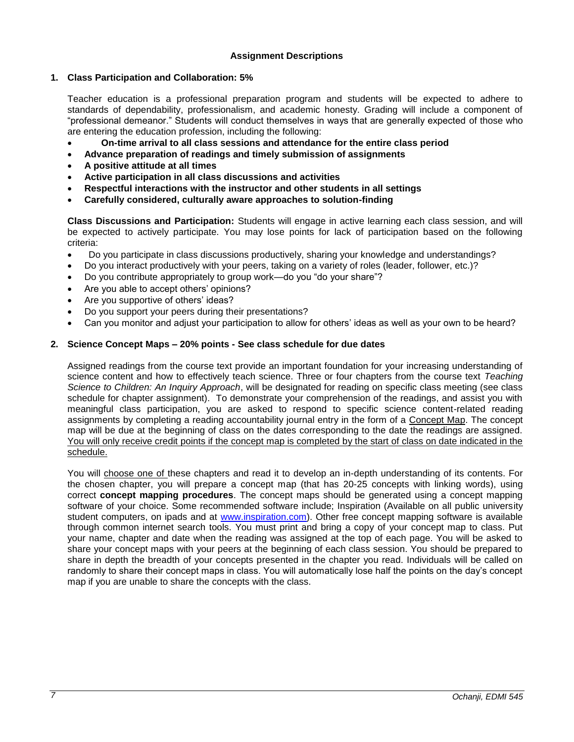## Assignment Descriptions

### 1. Class Participation and Collaboration: 5%

Teacher education is a professional preparation program and students will be expected to adhere to standards of dependability, professionalism, and academic honesty. Grading will include a component of "professional demeanor." Students will conduct themselves in ways that are generally expected of those who are entering the education profession, including the following:

- **On-time arrival to all class sessions and attendance for the entire class period**
- **Advance preparation of readings and timely submission of assignments**
- **A positive attitude at all times**
- **Active participation in all class discussions and activities**
- **Respectful interactions with the instructor and other students in all settings**
- **Carefully considered, culturally aware approaches to solution-finding**

**Class Discussions and Participation:** Students will engage in active learning each class session, and will be expected to actively participate. You may lose points for lack of participation based on the following criteria:

- Do you participate in class discussions productively, sharing your knowledge and understandings?
- Do you interact productively with your peers, taking on a variety of roles (leader, follower, etc.)?
- Do you contribute appropriately to group work—do you "do your share"?
- Are you able to accept others' opinions?
- Are you supportive of others' ideas?
- Do you support your peers during their presentations?
- Can you monitor and adjust your participation to allow for others' ideas as well as your own to be heard?

### 2. Science Concept Maps – 20% points - See class schedule for due dates

Assigned readings from the course text provide an important foundation for your increasing understanding of science content and how to effectively teach science. Three or four chapters from the course text *Teaching Science to Children: An Inquiry Approach*, will be designated for reading on specific class meeting (see class schedule for chapter assignment). To demonstrate your comprehension of the readings, and assist you with meaningful class participation, you are asked to respond to specific science content-related reading assignments by completing a reading accountability journal entry in the form of a Concept Map. The concept map will be due at the beginning of class on the dates corresponding to the date the readings are assigned. You will only receive credit points if the concept map is completed by the start of class on date indicated in the schedule.

You will choose one of these chapters and read it to develop an in-depth understanding of its contents. For the chosen chapter, you will prepare a concept map (that has 20-25 concepts with linking words), using correct **concept mapping procedures**. The concept maps should be generated using a concept mapping software of your choice. Some recommended software include; Inspiration (Available on all public university student computers, on ipads and at [www.inspiration.com](http://www.inspiration.com)). Other free concept mapping software is available through common internet search tools. You must print and bring a copy of your concept map to class. Put your name, chapter and date when the reading was assigned at the top of each page. You will be asked to share your concept maps with your peers at the beginning of each class session. You should be prepared to share in depth the breadth of your concepts presented in the chapter you read. Individuals will be called on randomly to share their concept maps in class. You will automatically lose half the points on the day's concept map if you are unable to share the concepts with the class.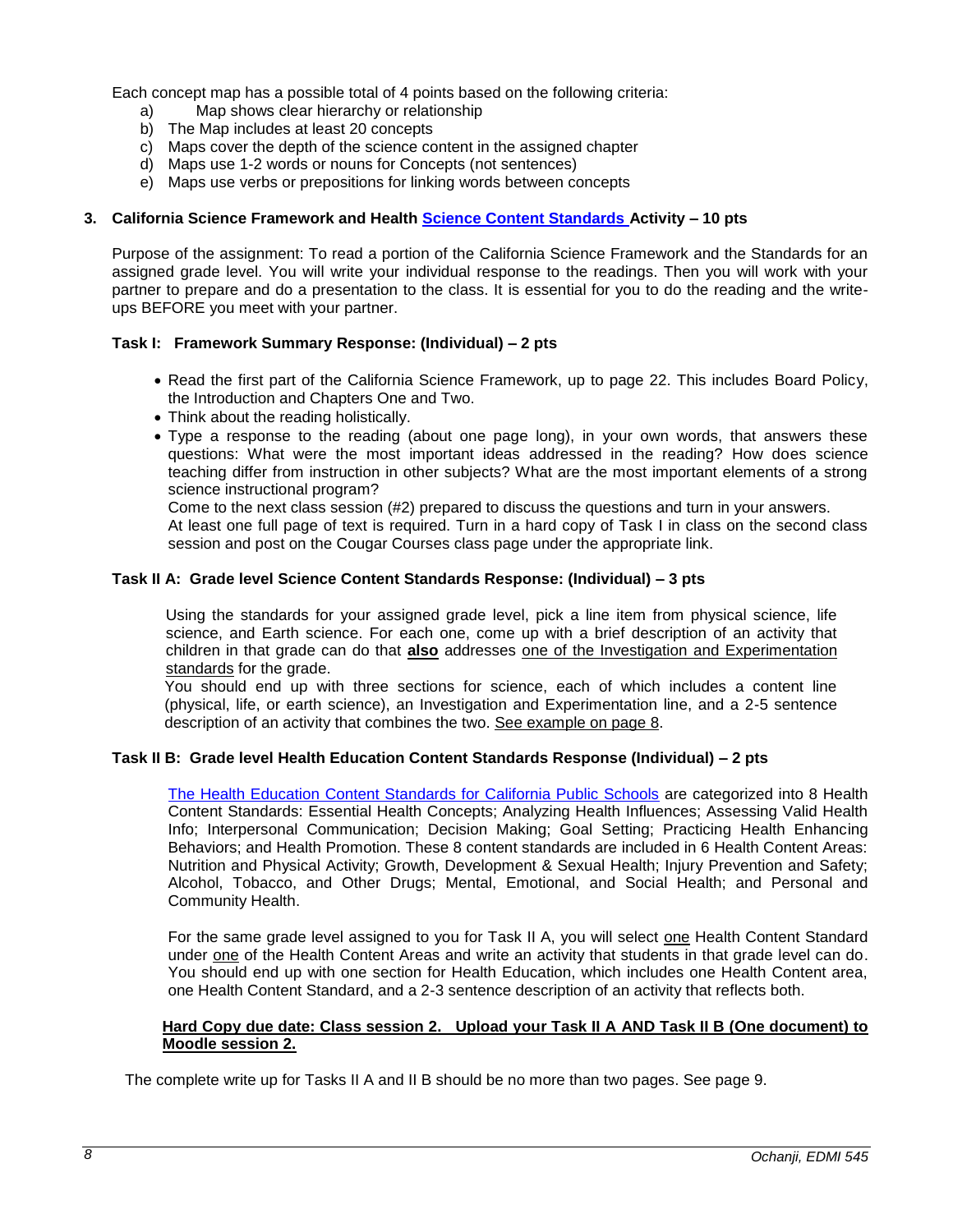Each concept map has a possible total of 4 points based on the following criteria:

a) Map shows clear hierarchy or relationship
b) The Map includes at least 20 concepts
c) Maps cover the depth of the science content in the assigned chapter
d) Maps use 1-2 words or nouns for Concepts (not sentences)
e) Maps use verbs or prepositions for linking words between concepts

### 3. California Science Framework and Health Science Content Standards Activity – 10 pts

Purpose of the assignment: To read a portion of the California Science Framework and the Standards for an assigned grade level. You will write your individual response to the readings. Then you will work with your partner to prepare and do a presentation to the class. It is essential for you to do the reading and the write-ups BEFORE you meet with your partner.

#### Task I: Framework Summary Response: (Individual) – 2 pts

- Read the first part of the California Science Framework, up to page 22. This includes Board Policy, the Introduction and Chapters One and Two.
- Think about the reading holistically.
- Type a response to the reading (about one page long), in your own words, that answers these questions: What were the most important ideas addressed in the reading? How does science teaching differ from instruction in other subjects? What are the most important elements of a strong science instructional program?

  Come to the next class session (#2) prepared to discuss the questions and turn in your answers.

  At least one full page of text is required. Turn in a hard copy of Task I in class on the second class session and post on the Cougar Courses class page under the appropriate link.

#### Task II A: Grade level Science Content Standards Response: (Individual) – 3 pts

Using the standards for your assigned grade level, pick a line item from physical science, life science, and Earth science. For each one, come up with a brief description of an activity that children in that grade can do that **also** addresses one of the Investigation and Experimentation standards for the grade.

You should end up with three sections for science, each of which includes a content line (physical, life, or earth science), an Investigation and Experimentation line, and a 2-5 sentence description of an activity that combines the two. See example on page 8.

#### Task II B: Grade level Health Education Content Standards Response (Individual) – 2 pts

The Health Education Content Standards for California Public Schools are categorized into 8 Health Content Standards: Essential Health Concepts; Analyzing Health Influences; Assessing Valid Health Info; Interpersonal Communication; Decision Making; Goal Setting; Practicing Health Enhancing Behaviors; and Health Promotion. These 8 content standards are included in 6 Health Content Areas: Nutrition and Physical Activity; Growth, Development & Sexual Health; Injury Prevention and Safety; Alcohol, Tobacco, and Other Drugs; Mental, Emotional, and Social Health; and Personal and Community Health.

For the same grade level assigned to you for Task II A, you will select one Health Content Standard under one of the Health Content Areas and write an activity that students in that grade level can do. You should end up with one section for Health Education, which includes one Health Content area, one Health Content Standard, and a 2-3 sentence description of an activity that reflects both.

**Hard Copy due date: Class session 2. Upload your Task II A AND Task II B (One document) to Moodle session 2.**

The complete write up for Tasks II A and II B should be no more than two pages. See page 9.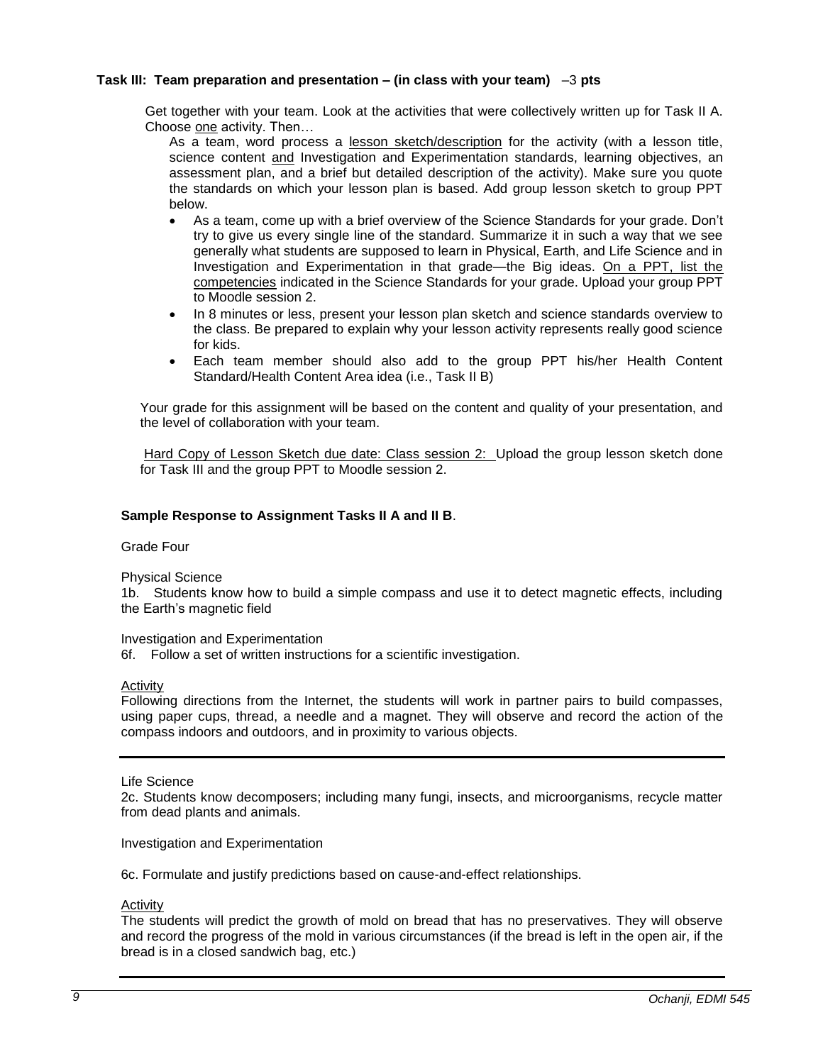**Task III: Team preparation and presentation – (in class with your team)** –3 **pts**

Get together with your team. Look at the activities that were collectively written up for Task II A. Choose one activity. Then…

As a team, word process a lesson sketch/description for the activity (with a lesson title, science content and Investigation and Experimentation standards, learning objectives, an assessment plan, and a brief but detailed description of the activity). Make sure you quote the standards on which your lesson plan is based. Add group lesson sketch to group PPT below.

- As a team, come up with a brief overview of the Science Standards for your grade. Don't try to give us every single line of the standard. Summarize it in such a way that we see generally what students are supposed to learn in Physical, Earth, and Life Science and in Investigation and Experimentation in that grade—the Big ideas. On a PPT, list the competencies indicated in the Science Standards for your grade. Upload your group PPT to Moodle session 2.
- In 8 minutes or less, present your lesson plan sketch and science standards overview to the class. Be prepared to explain why your lesson activity represents really good science for kids.
- Each team member should also add to the group PPT his/her Health Content Standard/Health Content Area idea (i.e., Task II B)

Your grade for this assignment will be based on the content and quality of your presentation, and the level of collaboration with your team.

Hard Copy of Lesson Sketch due date: Class session 2: Upload the group lesson sketch done for Task III and the group PPT to Moodle session 2.

**Sample Response to Assignment Tasks II A and II B**.

Grade Four

Physical Science

1b. Students know how to build a simple compass and use it to detect magnetic effects, including the Earth's magnetic field

Investigation and Experimentation

6f. Follow a set of written instructions for a scientific investigation.

Activity

Following directions from the Internet, the students will work in partner pairs to build compasses, using paper cups, thread, a needle and a magnet. They will observe and record the action of the compass indoors and outdoors, and in proximity to various objects.

---

Life Science

2c. Students know decomposers; including many fungi, insects, and microorganisms, recycle matter from dead plants and animals.

Investigation and Experimentation

6c. Formulate and justify predictions based on cause-and-effect relationships.

Activity

The students will predict the growth of mold on bread that has no preservatives. They will observe and record the progress of the mold in various circumstances (if the bread is left in the open air, if the bread is in a closed sandwich bag, etc.)

---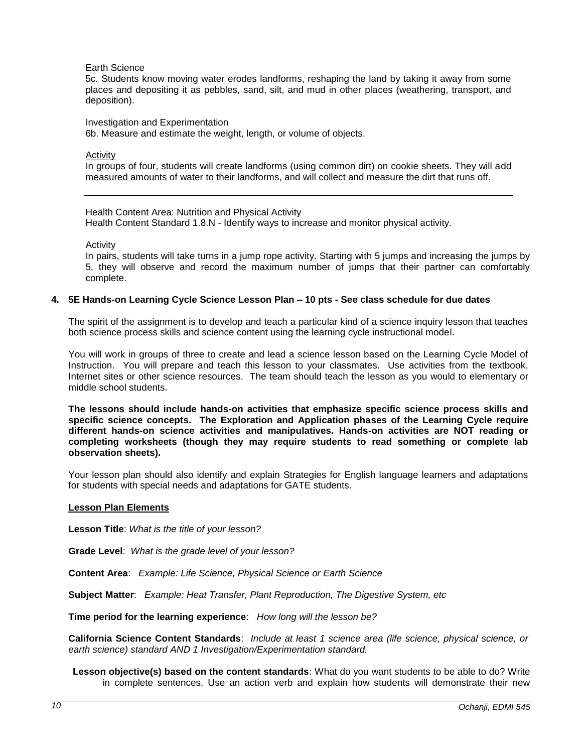Earth Science
5c. Students know moving water erodes landforms, reshaping the land by taking it away from some places and depositing it as pebbles, sand, silt, and mud in other places (weathering, transport, and deposition).

Investigation and Experimentation
6b. Measure and estimate the weight, length, or volume of objects.

<u>Activity</u>
In groups of four, students will create landforms (using common dirt) on cookie sheets. They will add measured amounts of water to their landforms, and will collect and measure the dirt that runs off.

---

Health Content Area: Nutrition and Physical Activity
Health Content Standard 1.8.N - Identify ways to increase and monitor physical activity.

Activity
In pairs, students will take turns in a jump rope activity. Starting with 5 jumps and increasing the jumps by 5, they will observe and record the maximum number of jumps that their partner can comfortably complete.

**4. 5E Hands-on Learning Cycle Science Lesson Plan – 10 pts - See class schedule for due dates**

The spirit of the assignment is to develop and teach a particular kind of a science inquiry lesson that teaches both science process skills and science content using the learning cycle instructional model.

You will work in groups of three to create and lead a science lesson based on the Learning Cycle Model of Instruction. You will prepare and teach this lesson to your classmates. Use activities from the textbook, Internet sites or other science resources. The team should teach the lesson as you would to elementary or middle school students.

**The lessons should include hands-on activities that emphasize specific science process skills and specific science concepts. The Exploration and Application phases of the Learning Cycle require different hands-on science activities and manipulatives. Hands-on activities are NOT reading or completing worksheets (though they may require students to read something or complete lab observation sheets).**

Your lesson plan should also identify and explain Strategies for English language learners and adaptations for students with special needs and adaptations for GATE students.

**<u>Lesson Plan Elements</u>**

**Lesson Title**: *What is the title of your lesson?*

**Grade Level**: *What is the grade level of your lesson?*

**Content Area**: *Example: Life Science, Physical Science or Earth Science*

**Subject Matter**: *Example: Heat Transfer, Plant Reproduction, The Digestive System, etc*

**Time period for the learning experience**: *How long will the lesson be?*

**California Science Content Standards**: *Include at least 1 science area (life science, physical science, or earth science) standard AND 1 Investigation/Experimentation standard.*

**Lesson objective(s) based on the content standards**: What do you want students to be able to do? Write in complete sentences. Use an action verb and explain how students will demonstrate their new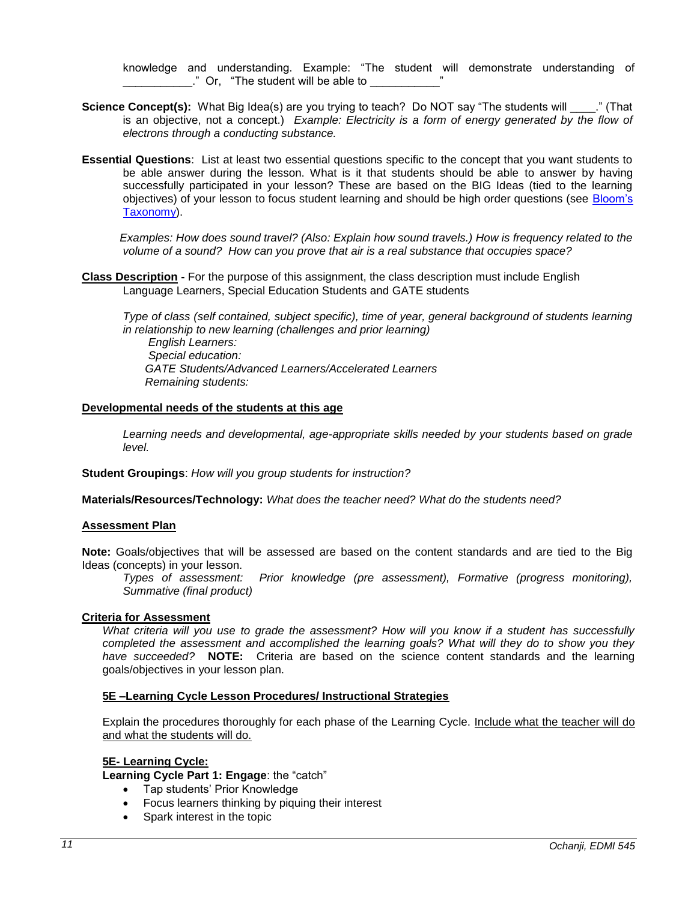knowledge and understanding. Example: "The student will demonstrate understanding of ___________." Or, "The student will be able to ___________"

**Science Concept(s):** What Big Idea(s) are you trying to teach? Do NOT say "The students will ____." (That is an objective, not a concept.) *Example: Electricity is a form of energy generated by the flow of electrons through a conducting substance.*

**Essential Questions**: List at least two essential questions specific to the concept that you want students to be able answer during the lesson. What is it that students should be able to answer by having successfully participated in your lesson? These are based on the BIG Ideas (tied to the learning objectives) of your lesson to focus student learning and should be high order questions (see [Bloom's Taxonomy]).

*Examples: How does sound travel? (Also: Explain how sound travels.) How is frequency related to the volume of a sound? How can you prove that air is a real substance that occupies space?*

**Class Description** - For the purpose of this assignment, the class description must include English Language Learners, Special Education Students and GATE students

*Type of class (self contained, subject specific), time of year, general background of students learning in relationship to new learning (challenges and prior learning)*
*English Learners:*
*Special education:*
*GATE Students/Advanced Learners/Accelerated Learners*
*Remaining students:*

**Developmental needs of the students at this age**

*Learning needs and developmental, age-appropriate skills needed by your students based on grade level.*

**Student Groupings**: *How will you group students for instruction?*

**Materials/Resources/Technology:** *What does the teacher need? What do the students need?*

**Assessment Plan**

**Note:** Goals/objectives that will be assessed are based on the content standards and are tied to the Big Ideas (concepts) in your lesson.
*Types of assessment: Prior knowledge (pre assessment), Formative (progress monitoring), Summative (final product)*

**Criteria for Assessment**
*What criteria will you use to grade the assessment? How will you know if a student has successfully completed the assessment and accomplished the learning goals? What will they do to show you they have succeeded?* **NOTE:** Criteria are based on the science content standards and the learning goals/objectives in your lesson plan.

**5E –Learning Cycle Lesson Procedures/ Instructional Strategies**

Explain the procedures thoroughly for each phase of the Learning Cycle. Include what the teacher will do and what the students will do.

**5E- Learning Cycle:**
**Learning Cycle Part 1: Engage**: the "catch"

- Tap students' Prior Knowledge
- Focus learners thinking by piquing their interest
- Spark interest in the topic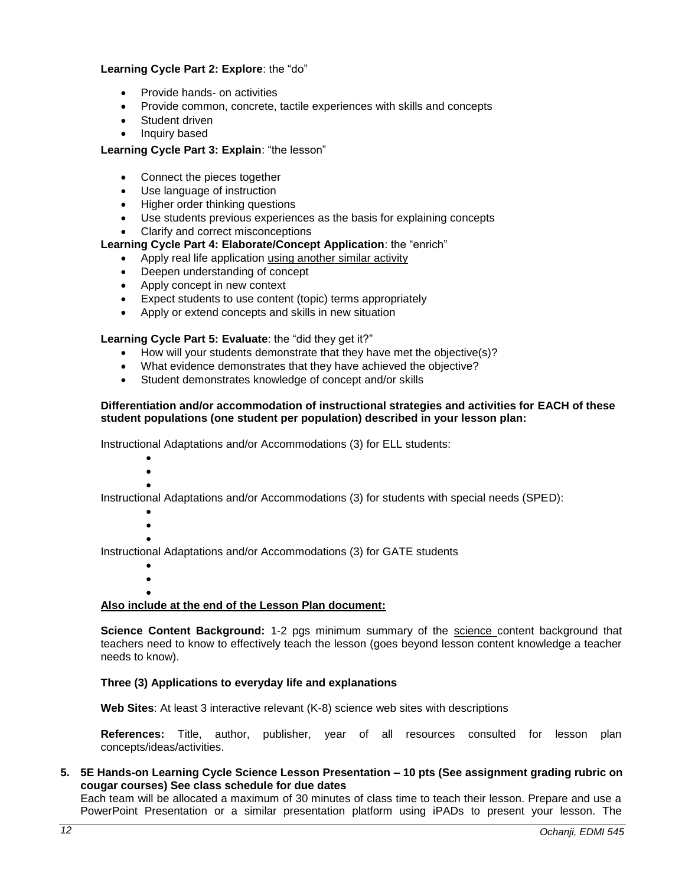**Learning Cycle Part 2: Explore**: the "do"

- Provide hands- on activities
- Provide common, concrete, tactile experiences with skills and concepts
- Student driven
- Inquiry based

**Learning Cycle Part 3: Explain**: "the lesson"

- Connect the pieces together
- Use language of instruction
- Higher order thinking questions
- Use students previous experiences as the basis for explaining concepts
- Clarify and correct misconceptions

**Learning Cycle Part 4: Elaborate/Concept Application**: the "enrich"

- Apply real life application <u>using another similar activity</u>
- Deepen understanding of concept
- Apply concept in new context
- Expect students to use content (topic) terms appropriately
- Apply or extend concepts and skills in new situation

**Learning Cycle Part 5: Evaluate**: the "did they get it?"

- How will your students demonstrate that they have met the objective(s)?
- What evidence demonstrates that they have achieved the objective?
- Student demonstrates knowledge of concept and/or skills

**Differentiation and/or accommodation of instructional strategies and activities for EACH of these student populations (one student per population) described in your lesson plan:**

Instructional Adaptations and/or Accommodations (3) for ELL students:

- 
- 
- 

Instructional Adaptations and/or Accommodations (3) for students with special needs (SPED):

- 
- 
- 

Instructional Adaptations and/or Accommodations (3) for GATE students

- 
- 
- 

**<u>Also include at the end of the Lesson Plan document:</u>**

**Science Content Background:** 1-2 pgs minimum summary of the <u>science</u> content background that teachers need to know to effectively teach the lesson (goes beyond lesson content knowledge a teacher needs to know).

**Three (3) Applications to everyday life and explanations**

**Web Sites**: At least 3 interactive relevant (K-8) science web sites with descriptions

**References:** Title, author, publisher, year of all resources consulted for lesson plan concepts/ideas/activities.

5. **5E Hands-on Learning Cycle Science Lesson Presentation – 10 pts (See assignment grading rubric on cougar courses) See class schedule for due dates**
   Each team will be allocated a maximum of 30 minutes of class time to teach their lesson. Prepare and use a PowerPoint Presentation or a similar presentation platform using iPADs to present your lesson. The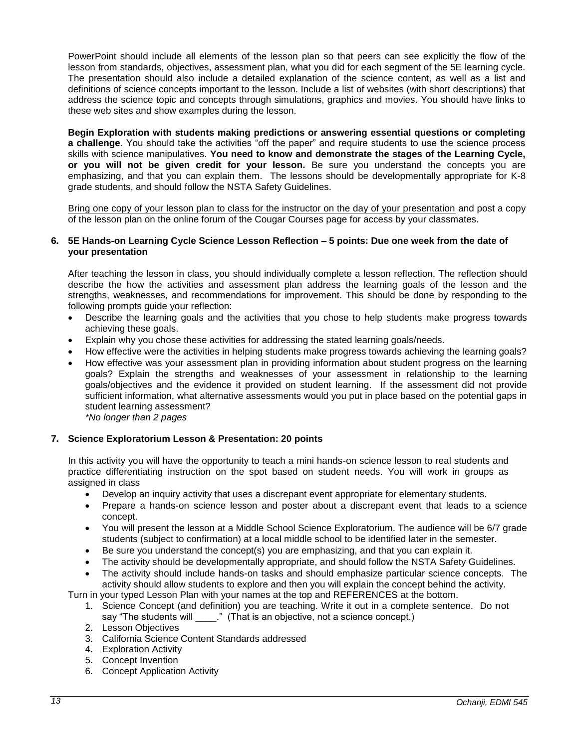PowerPoint should include all elements of the lesson plan so that peers can see explicitly the flow of the lesson from standards, objectives, assessment plan, what you did for each segment of the 5E learning cycle. The presentation should also include a detailed explanation of the science content, as well as a list and definitions of science concepts important to the lesson. Include a list of websites (with short descriptions) that address the science topic and concepts through simulations, graphics and movies. You should have links to these web sites and show examples during the lesson.

**Begin Exploration with students making predictions or answering essential questions or completing a challenge**. You should take the activities "off the paper" and require students to use the science process skills with science manipulatives. **You need to know and demonstrate the stages of the Learning Cycle, or you will not be given credit for your lesson.** Be sure you understand the concepts you are emphasizing, and that you can explain them. The lessons should be developmentally appropriate for K-8 grade students, and should follow the NSTA Safety Guidelines.

Bring one copy of your lesson plan to class for the instructor on the day of your presentation and post a copy of the lesson plan on the online forum of the Cougar Courses page for access by your classmates.

**6. 5E Hands-on Learning Cycle Science Lesson Reflection – 5 points: Due one week from the date of your presentation**

After teaching the lesson in class, you should individually complete a lesson reflection. The reflection should describe the how the activities and assessment plan address the learning goals of the lesson and the strengths, weaknesses, and recommendations for improvement. This should be done by responding to the following prompts guide your reflection:

- Describe the learning goals and the activities that you chose to help students make progress towards achieving these goals.
- Explain why you chose these activities for addressing the stated learning goals/needs.
- How effective were the activities in helping students make progress towards achieving the learning goals?
- How effective was your assessment plan in providing information about student progress on the learning goals? Explain the strengths and weaknesses of your assessment in relationship to the learning goals/objectives and the evidence it provided on student learning. If the assessment did not provide sufficient information, what alternative assessments would you put in place based on the potential gaps in student learning assessment?
  *\*No longer than 2 pages*

**7. Science Exploratorium Lesson & Presentation: 20 points**

In this activity you will have the opportunity to teach a mini hands-on science lesson to real students and practice differentiating instruction on the spot based on student needs. You will work in groups as assigned in class

- Develop an inquiry activity that uses a discrepant event appropriate for elementary students.
- Prepare a hands-on science lesson and poster about a discrepant event that leads to a science concept.
- You will present the lesson at a Middle School Science Exploratorium. The audience will be 6/7 grade students (subject to confirmation) at a local middle school to be identified later in the semester.
- Be sure you understand the concept(s) you are emphasizing, and that you can explain it.
- The activity should be developmentally appropriate, and should follow the NSTA Safety Guidelines.
- The activity should include hands-on tasks and should emphasize particular science concepts. The activity should allow students to explore and then you will explain the concept behind the activity.

Turn in your typed Lesson Plan with your names at the top and REFERENCES at the bottom.

1. Science Concept (and definition) you are teaching. Write it out in a complete sentence. Do not say "The students will \_\_\_\_." (That is an objective, not a science concept.)
2. Lesson Objectives
3. California Science Content Standards addressed
4. Exploration Activity
5. Concept Invention
6. Concept Application Activity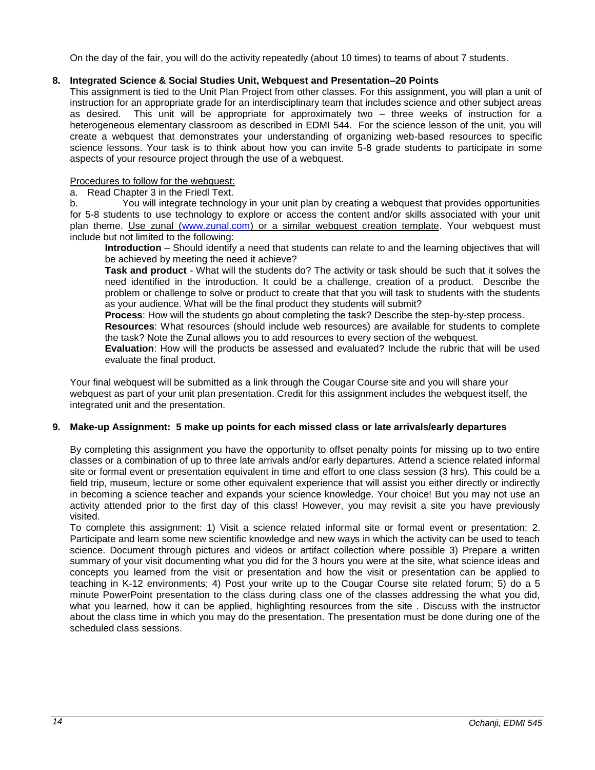On the day of the fair, you will do the activity repeatedly (about 10 times) to teams of about 7 students.

**8. Integrated Science & Social Studies Unit, Webquest and Presentation–20 Points**

This assignment is tied to the Unit Plan Project from other classes. For this assignment, you will plan a unit of instruction for an appropriate grade for an interdisciplinary team that includes science and other subject areas as desired. This unit will be appropriate for approximately two – three weeks of instruction for a heterogeneous elementary classroom as described in EDMI 544. For the science lesson of the unit, you will create a webquest that demonstrates your understanding of organizing web-based resources to specific science lessons. Your task is to think about how you can invite 5-8 grade students to participate in some aspects of your resource project through the use of a webquest.

Procedures to follow for the webquest:

a. Read Chapter 3 in the Friedl Text.

b. You will integrate technology in your unit plan by creating a webquest that provides opportunities for 5-8 students to use technology to explore or access the content and/or skills associated with your unit plan theme. Use zunal (www.zunal.com) or a similar webquest creation template. Your webquest must include but not limited to the following:

**Introduction** – Should identify a need that students can relate to and the learning objectives that will be achieved by meeting the need it achieve?

**Task and product** - What will the students do? The activity or task should be such that it solves the need identified in the introduction. It could be a challenge, creation of a product. Describe the problem or challenge to solve or product to create that that you will task to students with the students as your audience. What will be the final product they students will submit?

**Process**: How will the students go about completing the task? Describe the step-by-step process.

**Resources**: What resources (should include web resources) are available for students to complete the task? Note the Zunal allows you to add resources to every section of the webquest.

**Evaluation**: How will the products be assessed and evaluated? Include the rubric that will be used evaluate the final product.

Your final webquest will be submitted as a link through the Cougar Course site and you will share your webquest as part of your unit plan presentation. Credit for this assignment includes the webquest itself, the integrated unit and the presentation.

**9. Make-up Assignment: 5 make up points for each missed class or late arrivals/early departures**

By completing this assignment you have the opportunity to offset penalty points for missing up to two entire classes or a combination of up to three late arrivals and/or early departures. Attend a science related informal site or formal event or presentation equivalent in time and effort to one class session (3 hrs). This could be a field trip, museum, lecture or some other equivalent experience that will assist you either directly or indirectly in becoming a science teacher and expands your science knowledge. Your choice! But you may not use an activity attended prior to the first day of this class! However, you may revisit a site you have previously visited.

To complete this assignment: 1) Visit a science related informal site or formal event or presentation; 2. Participate and learn some new scientific knowledge and new ways in which the activity can be used to teach science. Document through pictures and videos or artifact collection where possible 3) Prepare a written summary of your visit documenting what you did for the 3 hours you were at the site, what science ideas and concepts you learned from the visit or presentation and how the visit or presentation can be applied to teaching in K-12 environments; 4) Post your write up to the Cougar Course site related forum; 5) do a 5 minute PowerPoint presentation to the class during class one of the classes addressing the what you did, what you learned, how it can be applied, highlighting resources from the site . Discuss with the instructor about the class time in which you may do the presentation. The presentation must be done during one of the scheduled class sessions.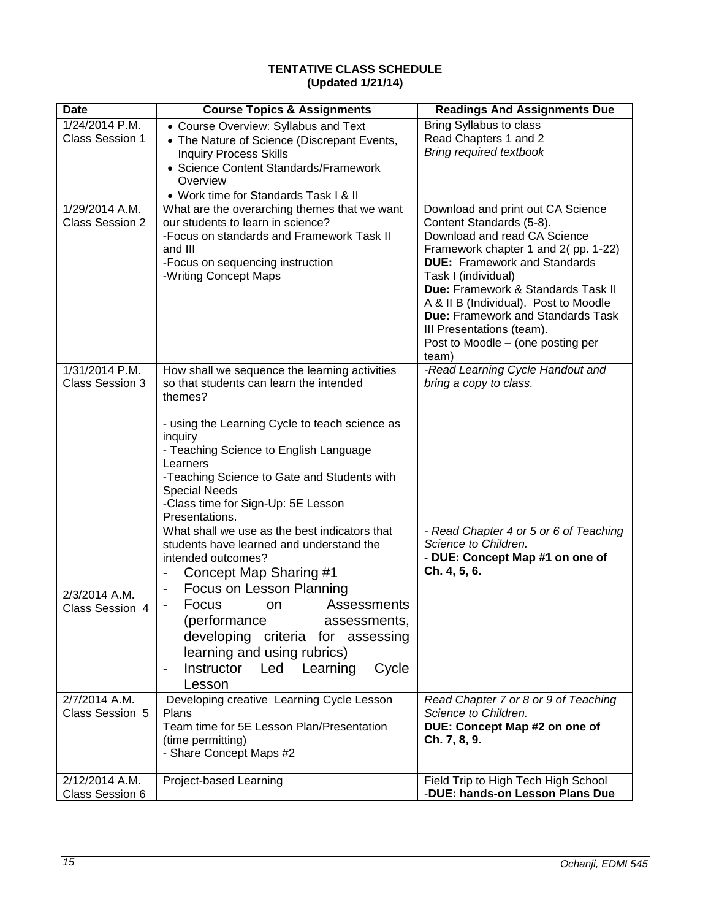**TENTATIVE CLASS SCHEDULE**
**(Updated 1/21/14)**

| Date | Course Topics & Assignments | Readings And Assignments Due |
|---|---|---|
| 1/24/2014 P.M. Class Session 1 | • Course Overview: Syllabus and Text<br>• The Nature of Science (Discrepant Events, Inquiry Process Skills<br>• Science Content Standards/Framework Overview<br>• Work time for Standards Task I & II | Bring Syllabus to class<br>Read Chapters 1 and 2<br>*Bring required textbook* |
| 1/29/2014 A.M. Class Session 2 | What are the overarching themes that we want our students to learn in science?<br>-Focus on standards and Framework Task II and III<br>-Focus on sequencing instruction<br>-Writing Concept Maps | Download and print out CA Science Content Standards (5-8).<br>Download and read CA Science Framework chapter 1 and 2( pp. 1-22)<br>**DUE:** Framework and Standards Task I (individual)<br>**Due:** Framework & Standards Task II A & II B (Individual). Post to Moodle<br>**Due:** Framework and Standards Task III Presentations (team).<br>Post to Moodle – (one posting per team) |
| 1/31/2014 P.M. Class Session 3 | How shall we sequence the learning activities so that students can learn the intended themes?<br><br>- using the Learning Cycle to teach science as inquiry<br>- Teaching Science to English Language Learners<br>-Teaching Science to Gate and Students with Special Needs<br>-Class time for Sign-Up: 5E Lesson Presentations. | *-Read Learning Cycle Handout and bring a copy to class.* |
| 2/3/2014 A.M. Class Session 4 | What shall we use as the best indicators that students have learned and understand the intended outcomes?<br>- Concept Map Sharing #1<br>- Focus on Lesson Planning<br>- Focus on Assessments (performance assessments, developing criteria for assessing learning and using rubrics)<br>- Instructor Led Learning Cycle Lesson | *- Read Chapter 4 or 5 or 6 of Teaching Science to Children.*<br>**- DUE: Concept Map #1 on one of Ch. 4, 5, 6.** |
| 2/7/2014 A.M. Class Session 5 | Developing creative Learning Cycle Lesson Plans<br>Team time for 5E Lesson Plan/Presentation (time permitting)<br>- Share Concept Maps #2 | *Read Chapter 7 or 8 or 9 of Teaching Science to Children.*<br>**DUE: Concept Map #2 on one of Ch. 7, 8, 9.** |
| 2/12/2014 A.M. Class Session 6 | Project-based Learning | Field Trip to High Tech High School<br>-**DUE: hands-on Lesson Plans Due** |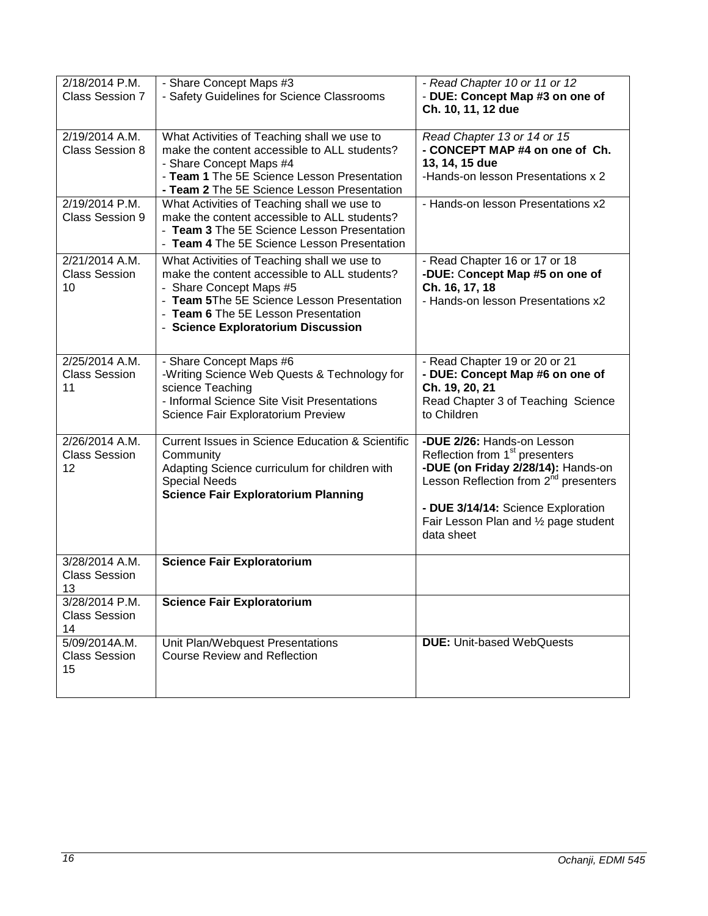| | | |
|---|---|---|
| 2/18/2014 P.M.<br>Class Session 7 | - Share Concept Maps #3<br>- Safety Guidelines for Science Classrooms | *- Read Chapter 10 or 11 or 12*<br>- **DUE: Concept Map #3 on one of Ch. 10, 11, 12 due** |
| 2/19/2014 A.M.<br>Class Session 8 | What Activities of Teaching shall we use to make the content accessible to ALL students?<br>- Share Concept Maps #4<br>- **Team 1** The 5E Science Lesson Presentation<br>**- Team 2** The 5E Science Lesson Presentation | *Read Chapter 13 or 14 or 15*<br>**- CONCEPT MAP #4 on one of Ch. 13, 14, 15 due**<br>-Hands-on lesson Presentations x 2 |
| 2/19/2014 P.M.<br>Class Session 9 | What Activities of Teaching shall we use to make the content accessible to ALL students?<br>- **Team 3** The 5E Science Lesson Presentation<br>- **Team 4** The 5E Science Lesson Presentation | - Hands-on lesson Presentations x2 |
| 2/21/2014 A.M.<br>Class Session 10 | What Activities of Teaching shall we use to make the content accessible to ALL students?<br>- Share Concept Maps #5<br>- **Team 5**The 5E Science Lesson Presentation<br>- **Team 6** The 5E Lesson Presentation<br>- **Science Exploratorium Discussion** | - Read Chapter 16 or 17 or 18<br>**-DUE:** C**oncept Map #5 on one of Ch. 16, 17, 18**<br>- Hands-on lesson Presentations x2 |
| 2/25/2014 A.M.<br>Class Session 11 | - Share Concept Maps #6<br>-Writing Science Web Quests & Technology for science Teaching<br>- Informal Science Site Visit Presentations<br>Science Fair Exploratorium Preview | - Read Chapter 19 or 20 or 21<br>**- DUE: Concept Map #6 on one of Ch. 19, 20, 21**<br>Read Chapter 3 of Teaching Science to Children |
| 2/26/2014 A.M.<br>Class Session 12 | Current Issues in Science Education & Scientific Community<br>Adapting Science curriculum for children with Special Needs<br>**Science Fair Exploratorium Planning** | **-DUE 2/26:** Hands-on Lesson Reflection from 1st presenters<br>**-DUE (on Friday 2/28/14):** Hands-on Lesson Reflection from 2nd presenters<br><br>**- DUE 3/14/14:** Science Exploration Fair Lesson Plan and ½ page student data sheet |
| 3/28/2014 A.M.<br>Class Session 13 | **Science Fair Exploratorium** | |
| 3/28/2014 P.M.<br>Class Session 14 | **Science Fair Exploratorium** | |
| 5/09/2014A.M.<br>Class Session 15 | Unit Plan/Webquest Presentations<br>Course Review and Reflection | **DUE:** Unit-based WebQuests |